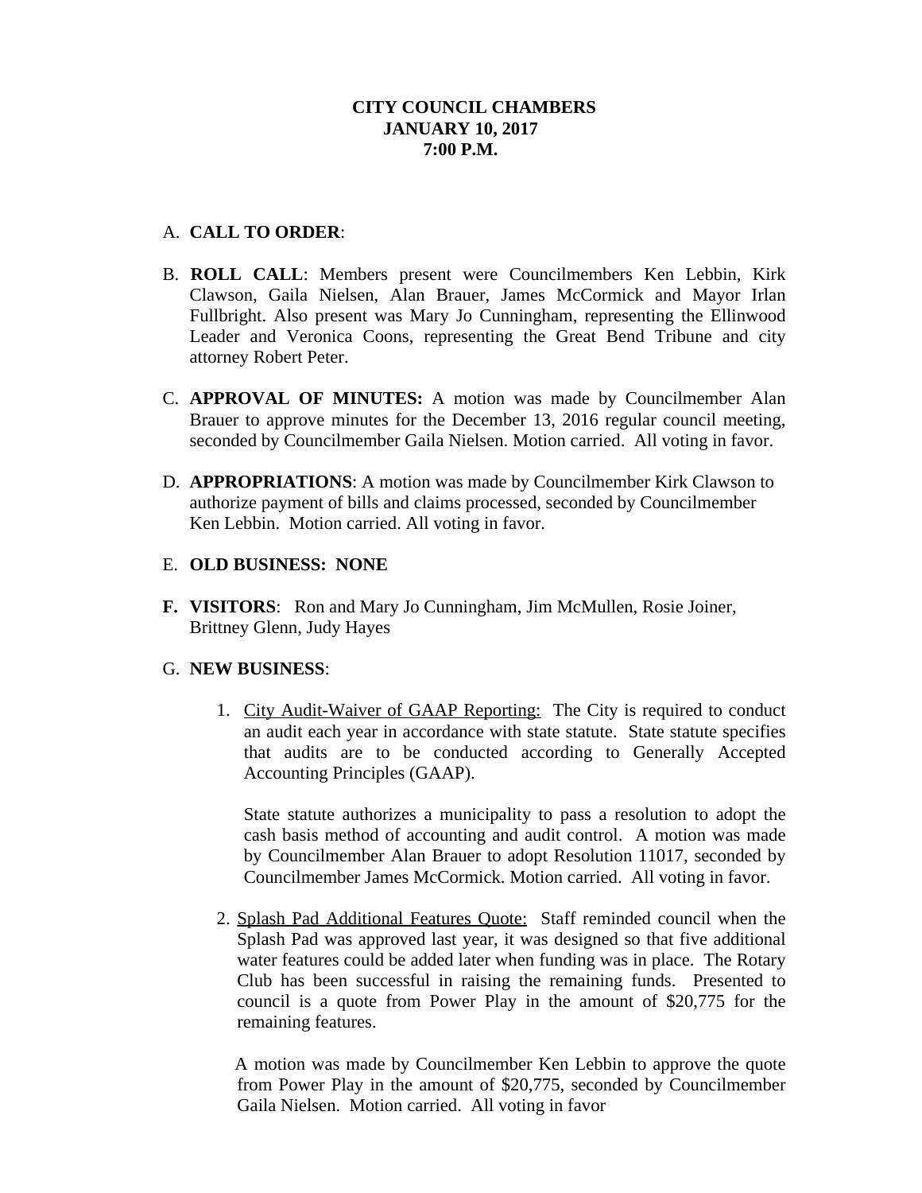**CITY COUNCIL CHAMBERS**
**JANUARY 10, 2017**
**7:00 P.M.**

A. **CALL TO ORDER**:

B. **ROLL CALL**: Members present were Councilmembers Ken Lebbin, Kirk Clawson, Gaila Nielsen, Alan Brauer, James McCormick and Mayor Irlan Fullbright. Also present was Mary Jo Cunningham, representing the Ellinwood Leader and Veronica Coons, representing the Great Bend Tribune and city attorney Robert Peter.

C. **APPROVAL OF MINUTES:** A motion was made by Councilmember Alan Brauer to approve minutes for the December 13, 2016 regular council meeting, seconded by Councilmember Gaila Nielsen. Motion carried. All voting in favor.

D. **APPROPRIATIONS**: A motion was made by Councilmember Kirk Clawson to authorize payment of bills and claims processed, seconded by Councilmember Ken Lebbin. Motion carried. All voting in favor.

E. **OLD BUSINESS: NONE**

F. **VISITORS**: Ron and Mary Jo Cunningham, Jim McMullen, Rosie Joiner, Brittney Glenn, Judy Hayes

G. **NEW BUSINESS**:

1. City Audit-Waiver of GAAP Reporting: The City is required to conduct an audit each year in accordance with state statute. State statute specifies that audits are to be conducted according to Generally Accepted Accounting Principles (GAAP).

   State statute authorizes a municipality to pass a resolution to adopt the cash basis method of accounting and audit control. A motion was made by Councilmember Alan Brauer to adopt Resolution 11017, seconded by Councilmember James McCormick. Motion carried. All voting in favor.

2. Splash Pad Additional Features Quote: Staff reminded council when the Splash Pad was approved last year, it was designed so that five additional water features could be added later when funding was in place. The Rotary Club has been successful in raising the remaining funds. Presented to council is a quote from Power Play in the amount of $20,775 for the remaining features.

   A motion was made by Councilmember Ken Lebbin to approve the quote from Power Play in the amount of $20,775, seconded by Councilmember Gaila Nielsen. Motion carried. All voting in favor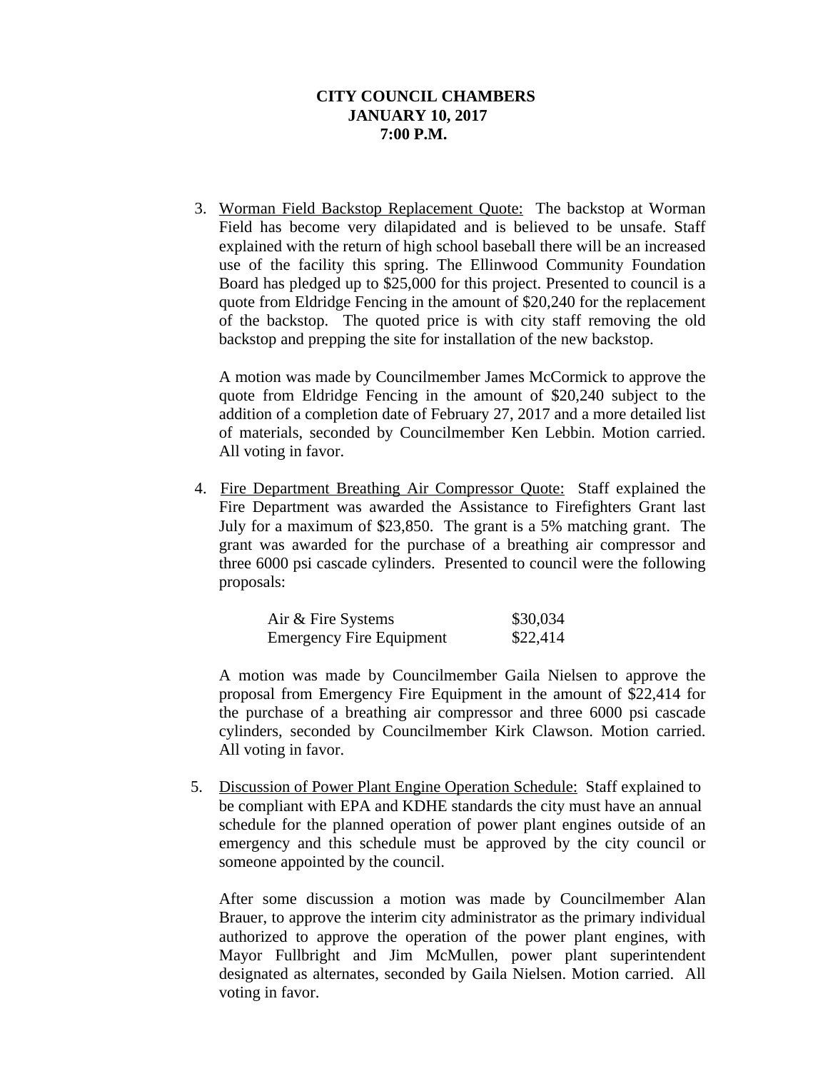**CITY COUNCIL CHAMBERS**
**JANUARY 10, 2017**
**7:00 P.M.**

3. <u>Worman Field Backstop Replacement Quote:</u> The backstop at Worman Field has become very dilapidated and is believed to be unsafe. Staff explained with the return of high school baseball there will be an increased use of the facility this spring. The Ellinwood Community Foundation Board has pledged up to $25,000 for this project. Presented to council is a quote from Eldridge Fencing in the amount of $20,240 for the replacement of the backstop. The quoted price is with city staff removing the old backstop and prepping the site for installation of the new backstop.

   A motion was made by Councilmember James McCormick to approve the quote from Eldridge Fencing in the amount of $20,240 subject to the addition of a completion date of February 27, 2017 and a more detailed list of materials, seconded by Councilmember Ken Lebbin. Motion carried. All voting in favor.

4. <u>Fire Department Breathing Air Compressor Quote:</u> Staff explained the Fire Department was awarded the Assistance to Firefighters Grant last July for a maximum of $23,850. The grant is a 5% matching grant. The grant was awarded for the purchase of a breathing air compressor and three 6000 psi cascade cylinders. Presented to council were the following proposals:

   | | |
   |---|---|
   | Air & Fire Systems | $30,034 |
   | Emergency Fire Equipment | $22,414 |

   A motion was made by Councilmember Gaila Nielsen to approve the proposal from Emergency Fire Equipment in the amount of $22,414 for the purchase of a breathing air compressor and three 6000 psi cascade cylinders, seconded by Councilmember Kirk Clawson. Motion carried. All voting in favor.

5. <u>Discussion of Power Plant Engine Operation Schedule:</u> Staff explained to be compliant with EPA and KDHE standards the city must have an annual schedule for the planned operation of power plant engines outside of an emergency and this schedule must be approved by the city council or someone appointed by the council.

   After some discussion a motion was made by Councilmember Alan Brauer, to approve the interim city administrator as the primary individual authorized to approve the operation of the power plant engines, with Mayor Fullbright and Jim McMullen, power plant superintendent designated as alternates, seconded by Gaila Nielsen. Motion carried. All voting in favor.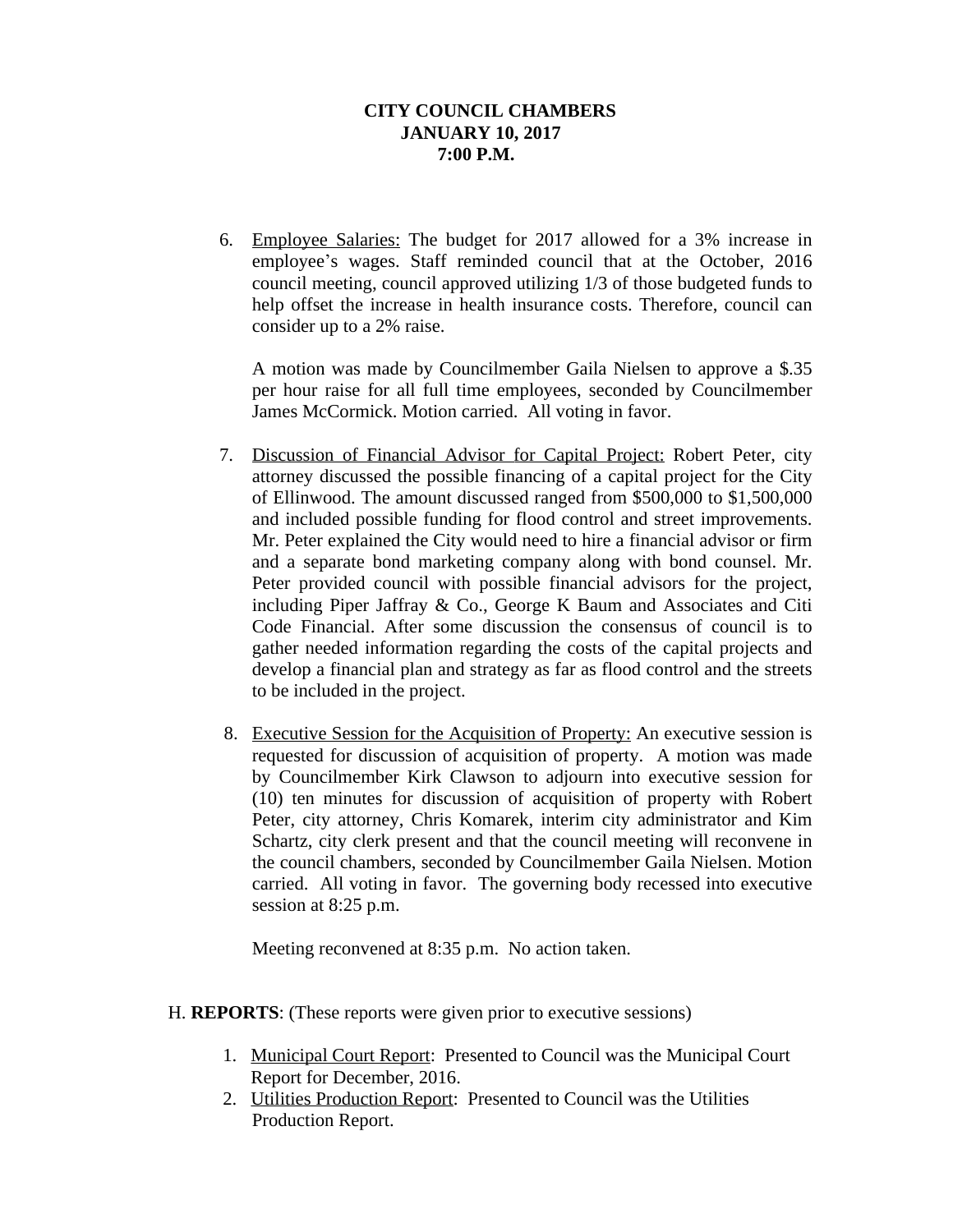**CITY COUNCIL CHAMBERS**
**JANUARY 10, 2017**
**7:00 P.M.**

6. Employee Salaries: The budget for 2017 allowed for a 3% increase in employee's wages. Staff reminded council that at the October, 2016 council meeting, council approved utilizing 1/3 of those budgeted funds to help offset the increase in health insurance costs. Therefore, council can consider up to a 2% raise.

   A motion was made by Councilmember Gaila Nielsen to approve a $.35 per hour raise for all full time employees, seconded by Councilmember James McCormick. Motion carried. All voting in favor.

7. Discussion of Financial Advisor for Capital Project: Robert Peter, city attorney discussed the possible financing of a capital project for the City of Ellinwood. The amount discussed ranged from $500,000 to $1,500,000 and included possible funding for flood control and street improvements. Mr. Peter explained the City would need to hire a financial advisor or firm and a separate bond marketing company along with bond counsel. Mr. Peter provided council with possible financial advisors for the project, including Piper Jaffray & Co., George K Baum and Associates and Citi Code Financial. After some discussion the consensus of council is to gather needed information regarding the costs of the capital projects and develop a financial plan and strategy as far as flood control and the streets to be included in the project.

8. Executive Session for the Acquisition of Property: An executive session is requested for discussion of acquisition of property. A motion was made by Councilmember Kirk Clawson to adjourn into executive session for (10) ten minutes for discussion of acquisition of property with Robert Peter, city attorney, Chris Komarek, interim city administrator and Kim Schartz, city clerk present and that the council meeting will reconvene in the council chambers, seconded by Councilmember Gaila Nielsen. Motion carried. All voting in favor. The governing body recessed into executive session at 8:25 p.m.

   Meeting reconvened at 8:35 p.m. No action taken.

H. **REPORTS**: (These reports were given prior to executive sessions)

1. Municipal Court Report: Presented to Council was the Municipal Court Report for December, 2016.
2. Utilities Production Report: Presented to Council was the Utilities Production Report.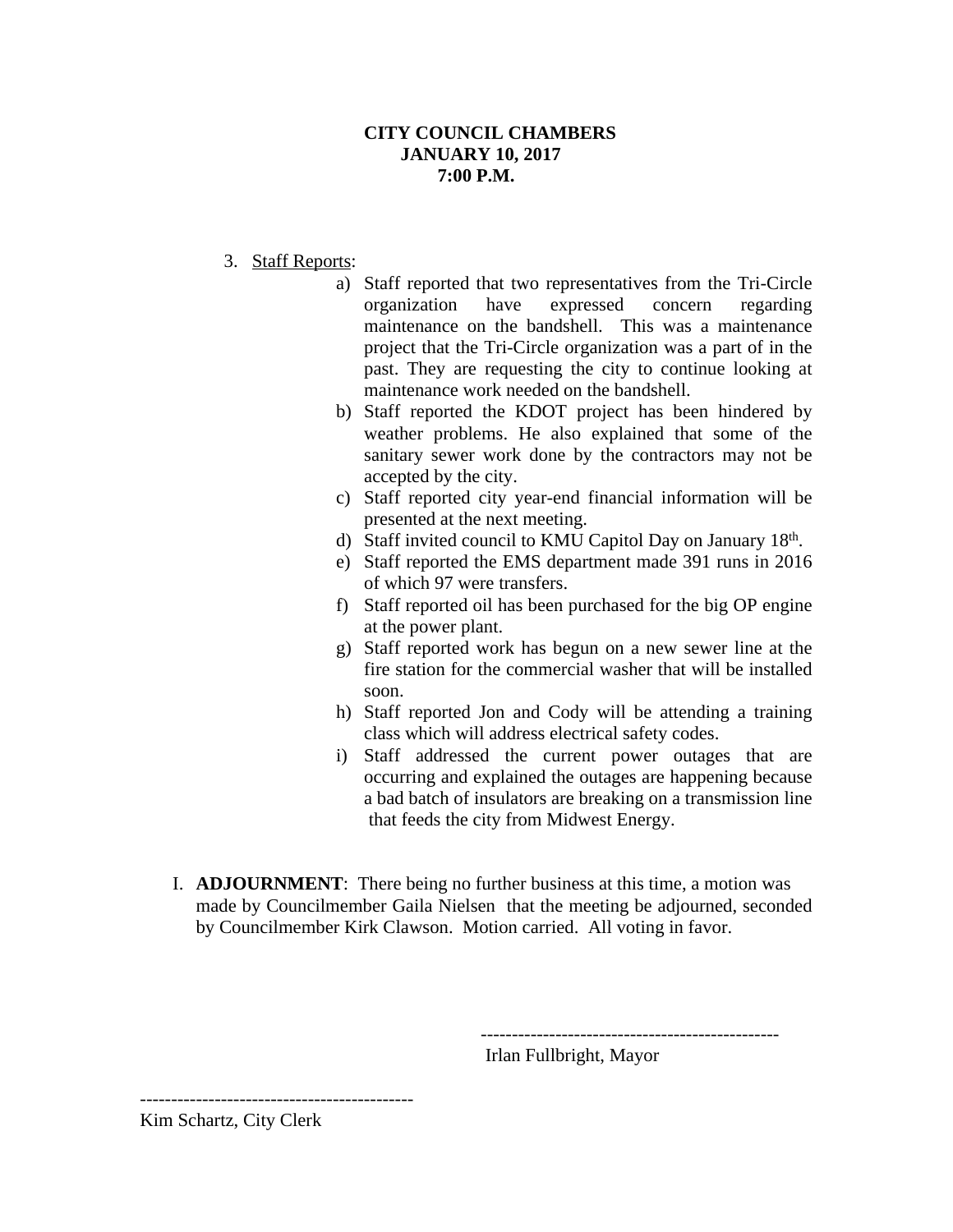**CITY COUNCIL CHAMBERS**
**JANUARY 10, 2017**
**7:00 P.M.**

3. Staff Reports:
   a) Staff reported that two representatives from the Tri-Circle organization have expressed concern regarding maintenance on the bandshell. This was a maintenance project that the Tri-Circle organization was a part of in the past. They are requesting the city to continue looking at maintenance work needed on the bandshell.
   b) Staff reported the KDOT project has been hindered by weather problems. He also explained that some of the sanitary sewer work done by the contractors may not be accepted by the city.
   c) Staff reported city year-end financial information will be presented at the next meeting.
   d) Staff invited council to KMU Capitol Day on January 18th.
   e) Staff reported the EMS department made 391 runs in 2016 of which 97 were transfers.
   f) Staff reported oil has been purchased for the big OP engine at the power plant.
   g) Staff reported work has begun on a new sewer line at the fire station for the commercial washer that will be installed soon.
   h) Staff reported Jon and Cody will be attending a training class which will address electrical safety codes.
   i) Staff addressed the current power outages that are occurring and explained the outages are happening because a bad batch of insulators are breaking on a transmission line that feeds the city from Midwest Energy.

I. **ADJOURNMENT**: There being no further business at this time, a motion was made by Councilmember Gaila Nielsen that the meeting be adjourned, seconded by Councilmember Kirk Clawson. Motion carried. All voting in favor.

-------------------------------------------------
Irlan Fullbright, Mayor

--------------------------------------------
Kim Schartz, City Clerk